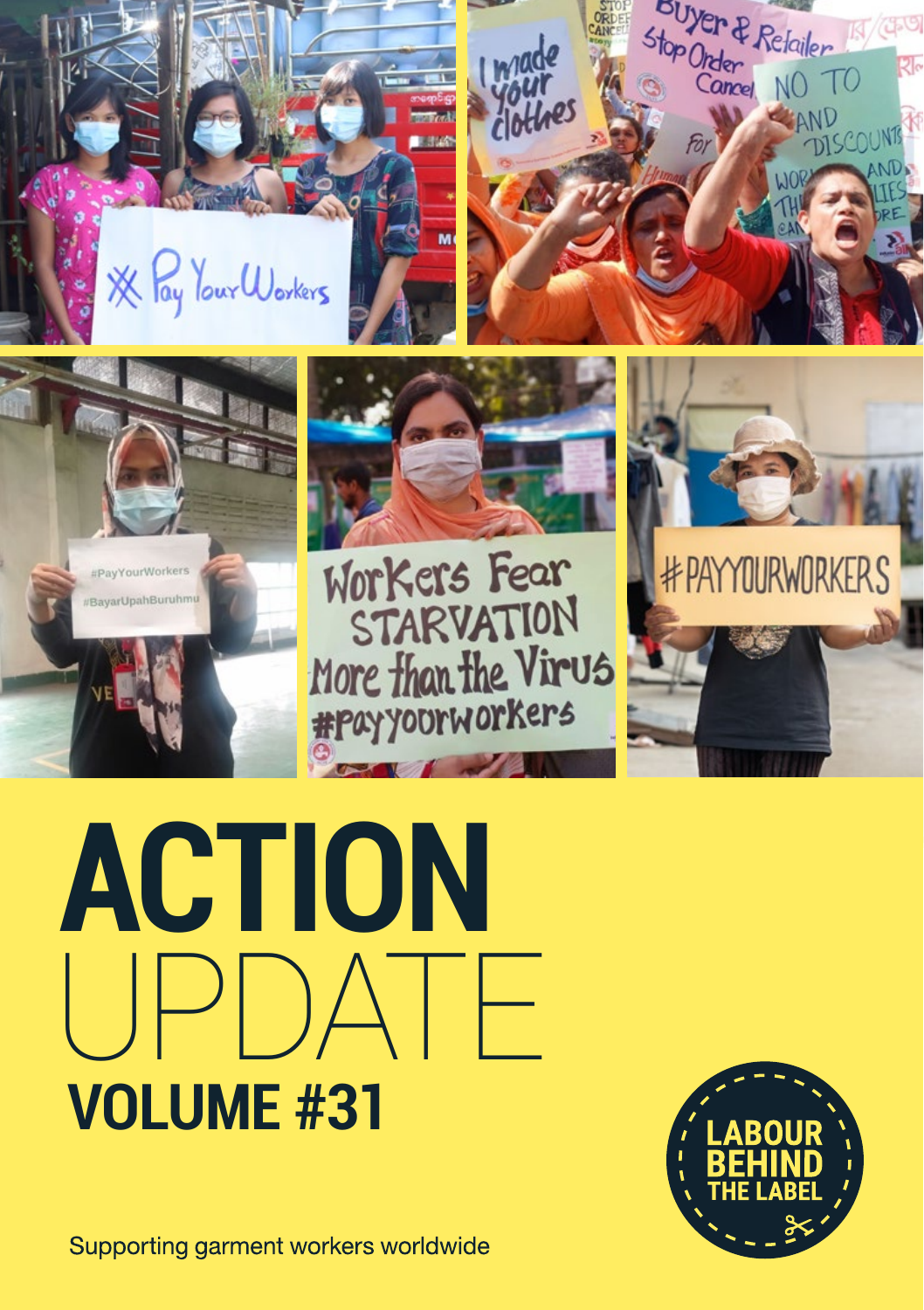# ACTION UPDATE

## VOLUME #31

LABOUR BEHIND THE LABEL

Supporting garment workers worldwide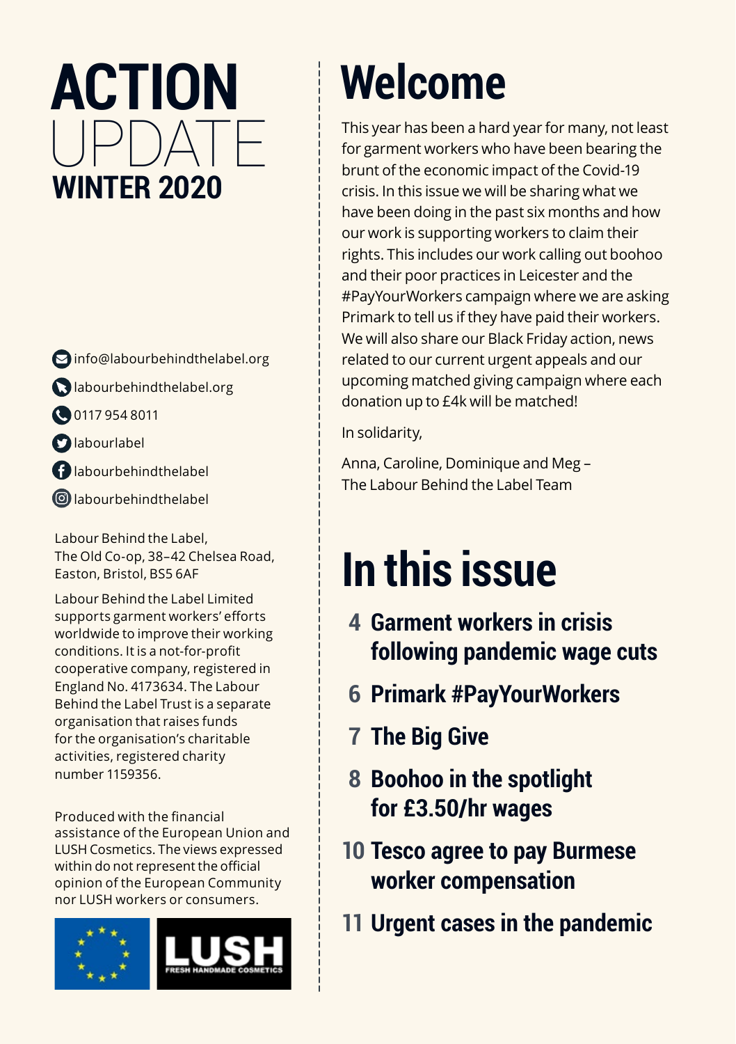# ACTION UPDATE
## WINTER 2020

info@labourbehindthelabel.org

labourbehindthelabel.org

0117 954 8011

labourlabel

labourbehindthelabel

labourbehindthelabel

Labour Behind the Label,
The Old Co-op, 38–42 Chelsea Road,
Easton, Bristol, BS5 6AF

Labour Behind the Label Limited supports garment workers' efforts worldwide to improve their working conditions. It is a not-for-profit cooperative company, registered in England No. 4173634. The Labour Behind the Label Trust is a separate organisation that raises funds for the organisation's charitable activities, registered charity number 1159356.

Produced with the financial assistance of the European Union and LUSH Cosmetics. The views expressed within do not represent the official opinion of the European Community nor LUSH workers or consumers.

# Welcome

This year has been a hard year for many, not least for garment workers who have been bearing the brunt of the economic impact of the Covid-19 crisis. In this issue we will be sharing what we have been doing in the past six months and how our work is supporting workers to claim their rights. This includes our work calling out boohoo and their poor practices in Leicester and the #PayYourWorkers campaign where we are asking Primark to tell us if they have paid their workers. We will also share our Black Friday action, news related to our current urgent appeals and our upcoming matched giving campaign where each donation up to £4k will be matched!

In solidarity,

Anna, Caroline, Dominique and Meg –
The Labour Behind the Label Team

# In this issue

- **4 Garment workers in crisis following pandemic wage cuts**
- **6 Primark #PayYourWorkers**
- **7 The Big Give**
- **8 Boohoo in the spotlight for £3.50/hr wages**
- **10 Tesco agree to pay Burmese worker compensation**
- **11 Urgent cases in the pandemic**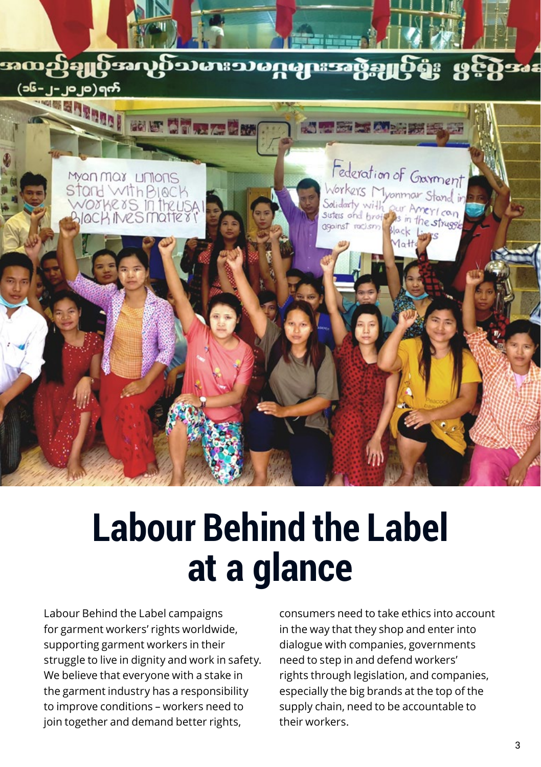# Labour Behind the Label at a glance

Labour Behind the Label campaigns for garment workers' rights worldwide, supporting garment workers in their struggle to live in dignity and work in safety. We believe that everyone with a stake in the garment industry has a responsibility to improve conditions – workers need to join together and demand better rights, consumers need to take ethics into account in the way that they shop and enter into dialogue with companies, governments need to step in and defend workers' rights through legislation, and companies, especially the big brands at the top of the supply chain, need to be accountable to their workers.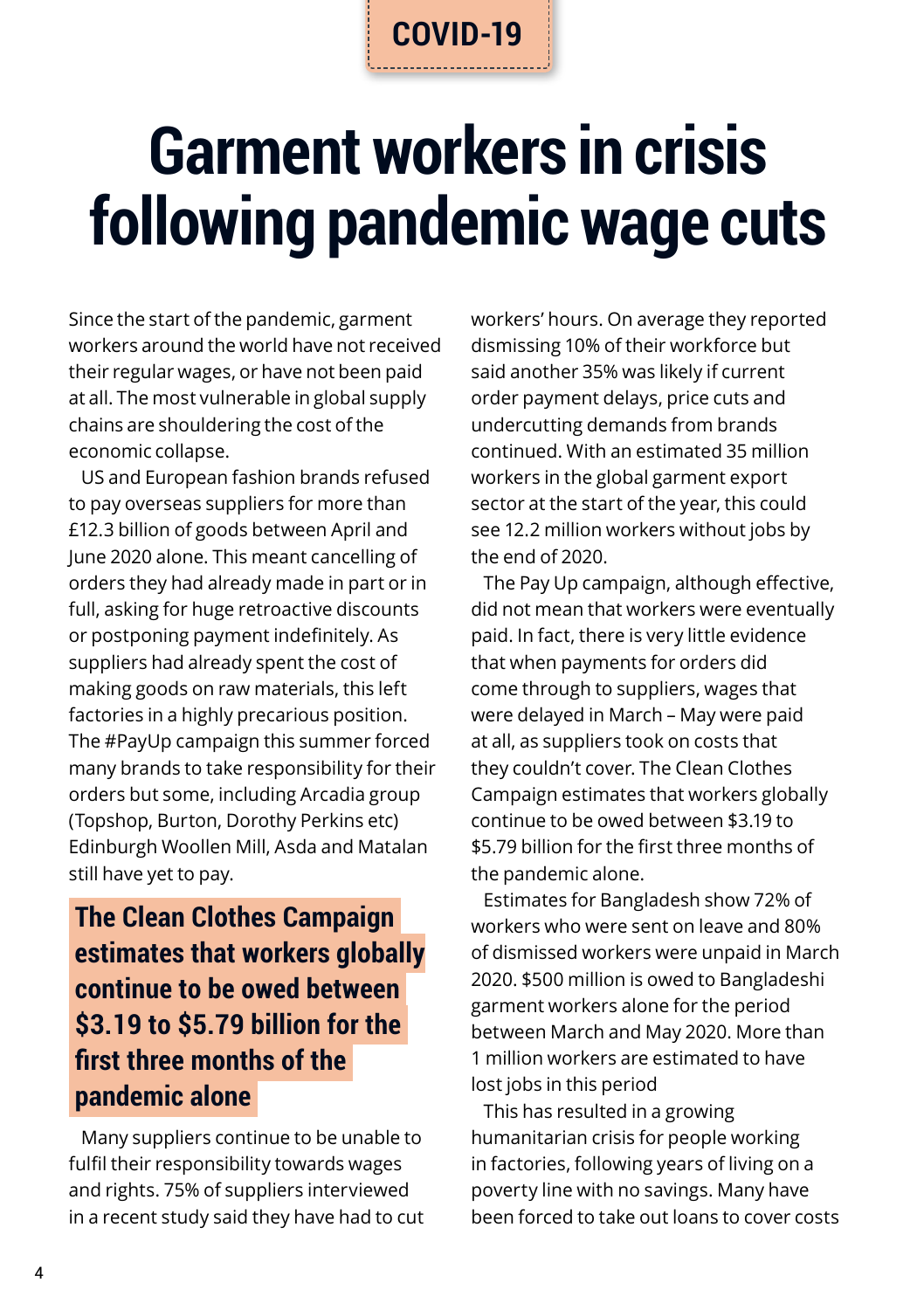COVID-19

# Garment workers in crisis following pandemic wage cuts

Since the start of the pandemic, garment workers around the world have not received their regular wages, or have not been paid at all. The most vulnerable in global supply chains are shouldering the cost of the economic collapse.

US and European fashion brands refused to pay overseas suppliers for more than £12.3 billion of goods between April and June 2020 alone. This meant cancelling of orders they had already made in part or in full, asking for huge retroactive discounts or postponing payment indefinitely. As suppliers had already spent the cost of making goods on raw materials, this left factories in a highly precarious position. The #PayUp campaign this summer forced many brands to take responsibility for their orders but some, including Arcadia group (Topshop, Burton, Dorothy Perkins etc) Edinburgh Woollen Mill, Asda and Matalan still have yet to pay.

> **The Clean Clothes Campaign estimates that workers globally continue to be owed between $3.19 to $5.79 billion for the first three months of the pandemic alone**

Many suppliers continue to be unable to fulfil their responsibility towards wages and rights. 75% of suppliers interviewed in a recent study said they have had to cut workers' hours. On average they reported dismissing 10% of their workforce but said another 35% was likely if current order payment delays, price cuts and undercutting demands from brands continued. With an estimated 35 million workers in the global garment export sector at the start of the year, this could see 12.2 million workers without jobs by the end of 2020.

The Pay Up campaign, although effective, did not mean that workers were eventually paid. In fact, there is very little evidence that when payments for orders did come through to suppliers, wages that were delayed in March – May were paid at all, as suppliers took on costs that they couldn't cover. The Clean Clothes Campaign estimates that workers globally continue to be owed between $3.19 to $5.79 billion for the first three months of the pandemic alone.

Estimates for Bangladesh show 72% of workers who were sent on leave and 80% of dismissed workers were unpaid in March 2020. $500 million is owed to Bangladeshi garment workers alone for the period between March and May 2020. More than 1 million workers are estimated to have lost jobs in this period

This has resulted in a growing humanitarian crisis for people working in factories, following years of living on a poverty line with no savings. Many have been forced to take out loans to cover costs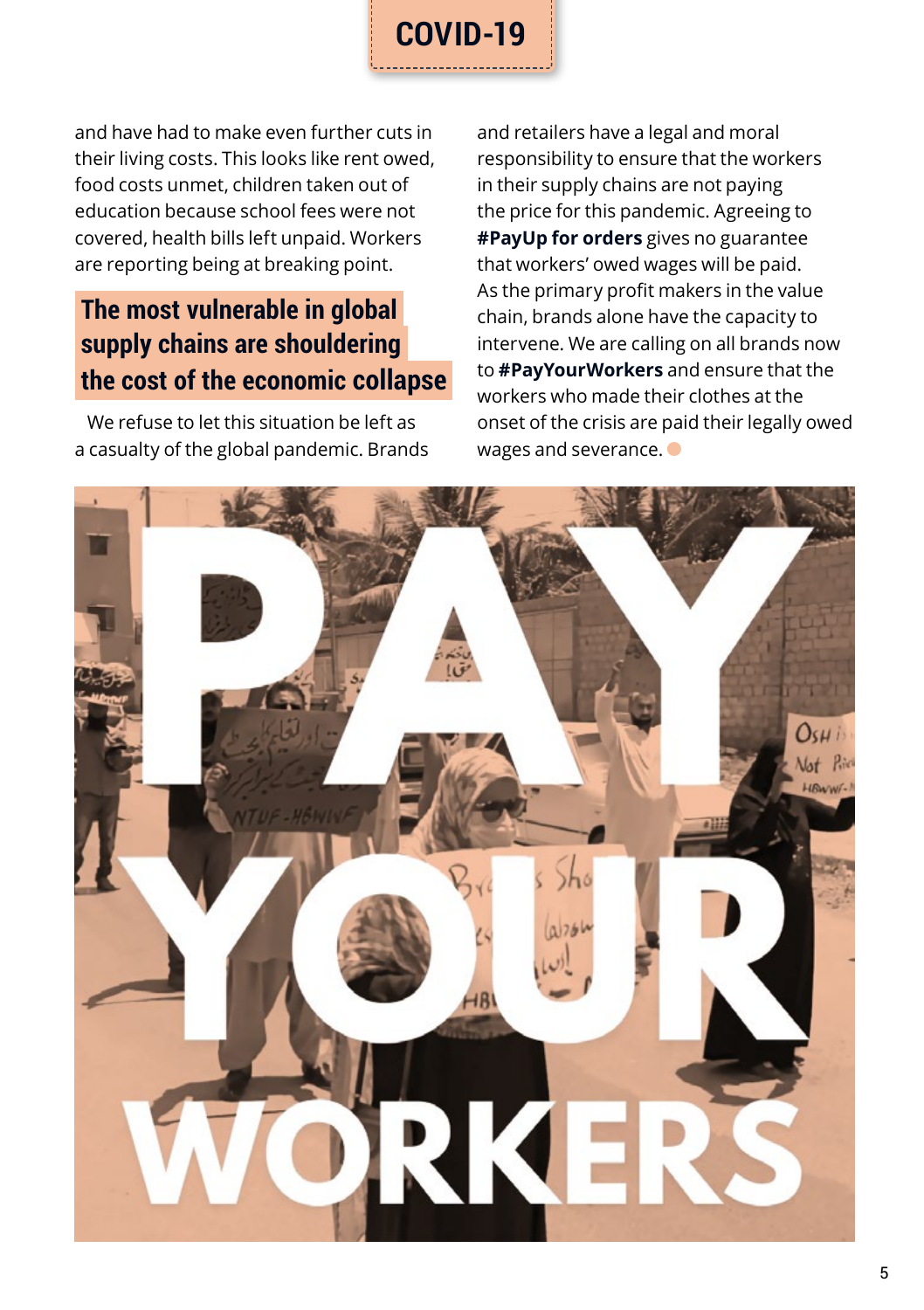and have had to make even further cuts in their living costs. This looks like rent owed, food costs unmet, children taken out of education because school fees were not covered, health bills left unpaid. Workers are reporting being at breaking point.

## The most vulnerable in global supply chains are shouldering the cost of the economic collapse

We refuse to let this situation be left as a casualty of the global pandemic. Brands and retailers have a legal and moral responsibility to ensure that the workers in their supply chains are not paying the price for this pandemic. Agreeing to **#PayUp for orders** gives no guarantee that workers' owed wages will be paid. As the primary profit makers in the value chain, brands alone have the capacity to intervene. We are calling on all brands now to **#PayYourWorkers** and ensure that the workers who made their clothes at the onset of the crisis are paid their legally owed wages and severance.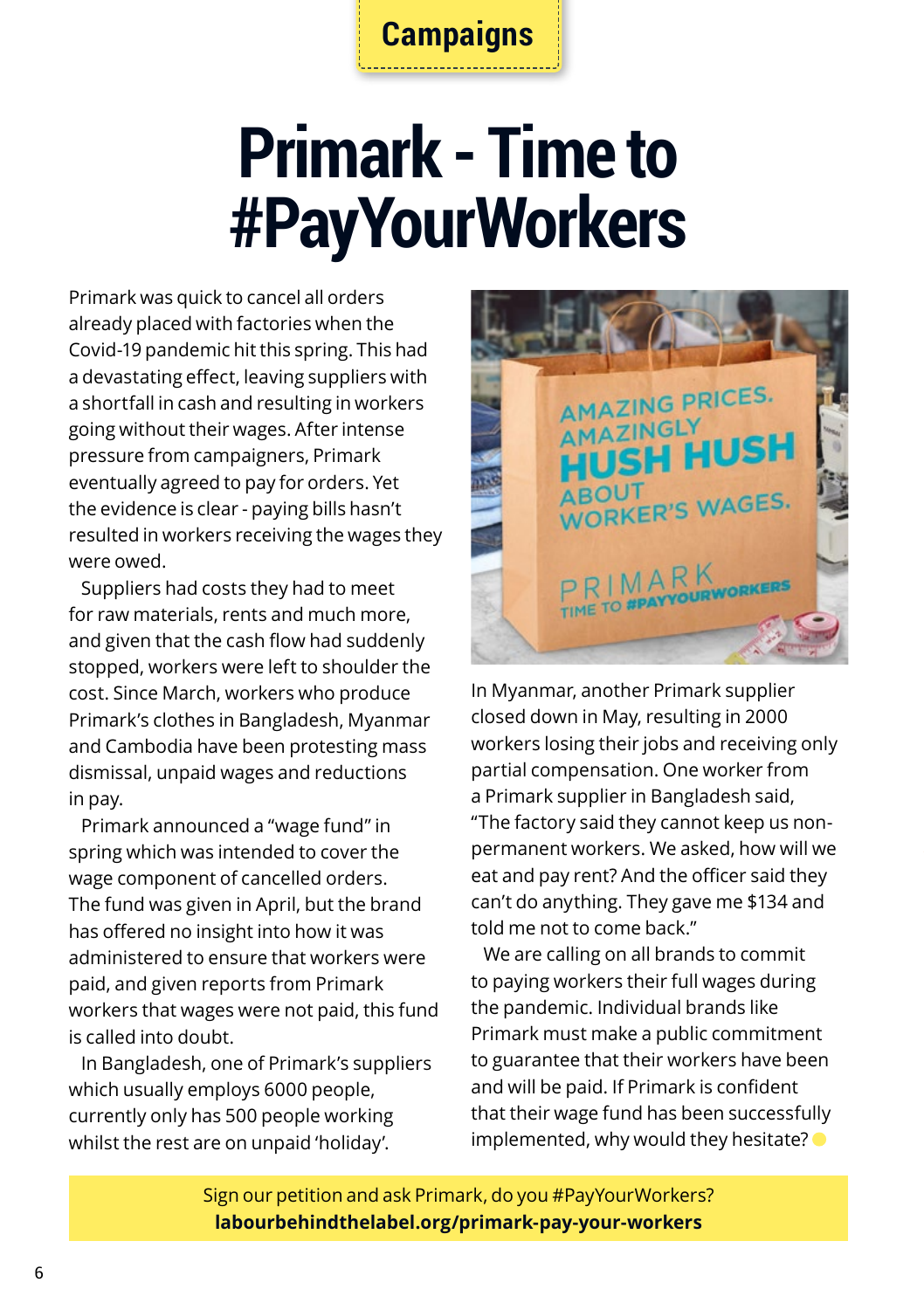Campaigns

# Primark - Time to #PayYourWorkers

Primark was quick to cancel all orders already placed with factories when the Covid-19 pandemic hit this spring. This had a devastating effect, leaving suppliers with a shortfall in cash and resulting in workers going without their wages. After intense pressure from campaigners, Primark eventually agreed to pay for orders. Yet the evidence is clear - paying bills hasn't resulted in workers receiving the wages they were owed.

Suppliers had costs they had to meet for raw materials, rents and much more, and given that the cash flow had suddenly stopped, workers were left to shoulder the cost. Since March, workers who produce Primark's clothes in Bangladesh, Myanmar and Cambodia have been protesting mass dismissal, unpaid wages and reductions in pay.

Primark announced a "wage fund" in spring which was intended to cover the wage component of cancelled orders. The fund was given in April, but the brand has offered no insight into how it was administered to ensure that workers were paid, and given reports from Primark workers that wages were not paid, this fund is called into doubt.

In Bangladesh, one of Primark's suppliers which usually employs 6000 people, currently only has 500 people working whilst the rest are on unpaid 'holiday'.

In Myanmar, another Primark supplier closed down in May, resulting in 2000 workers losing their jobs and receiving only partial compensation. One worker from a Primark supplier in Bangladesh said, "The factory said they cannot keep us non-permanent workers. We asked, how will we eat and pay rent? And the officer said they can't do anything. They gave me $134 and told me not to come back."

We are calling on all brands to commit to paying workers their full wages during the pandemic. Individual brands like Primark must make a public commitment to guarantee that their workers have been and will be paid. If Primark is confident that their wage fund has been successfully implemented, why would they hesitate?

Sign our petition and ask Primark, do you #PayYourWorkers?
**labourbehindthelabel.org/primark-pay-your-workers**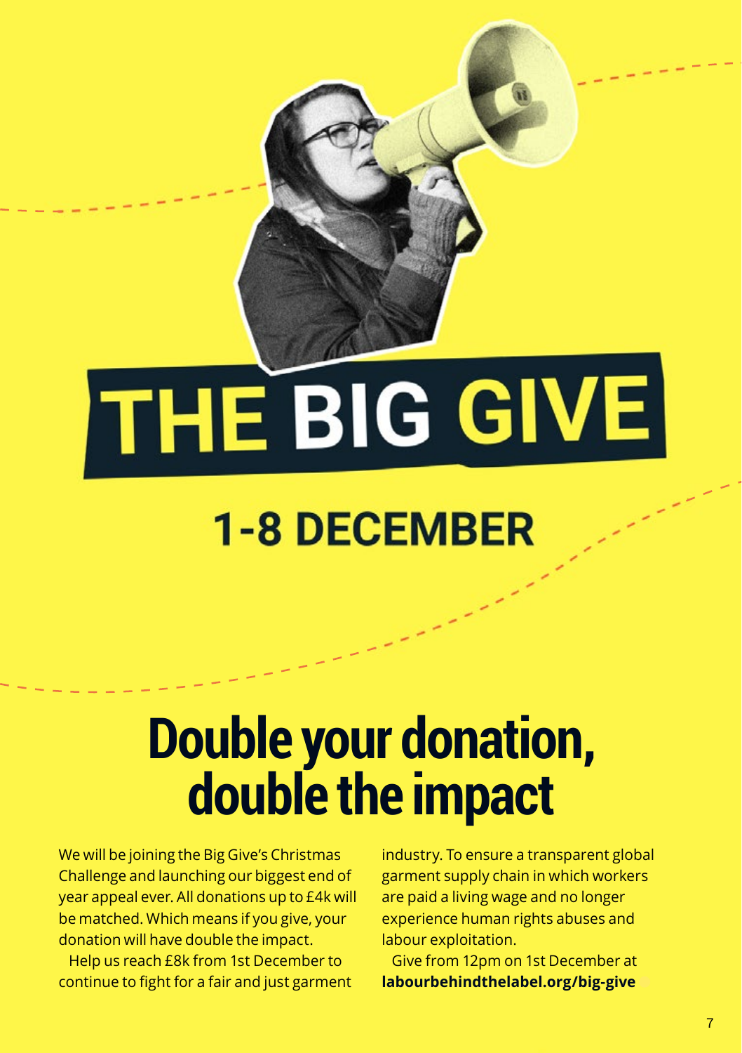# THE BIG GIVE

## 1-8 DECEMBER

# Double your donation, double the impact

We will be joining the Big Give's Christmas Challenge and launching our biggest end of year appeal ever. All donations up to £4k will be matched. Which means if you give, your donation will have double the impact.

Help us reach £8k from 1st December to continue to fight for a fair and just garment industry. To ensure a transparent global garment supply chain in which workers are paid a living wage and no longer experience human rights abuses and labour exploitation.

Give from 12pm on 1st December at **labourbehindthelabel.org/big-give**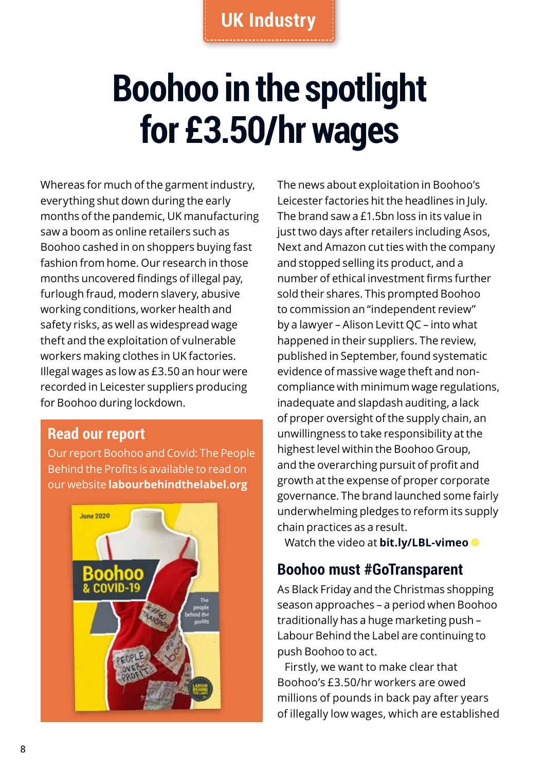UK Industry

# Boohoo in the spotlight for £3.50/hr wages

Whereas for much of the garment industry, everything shut down during the early months of the pandemic, UK manufacturing saw a boom as online retailers such as Boohoo cashed in on shoppers buying fast fashion from home. Our research in those months uncovered findings of illegal pay, furlough fraud, modern slavery, abusive working conditions, worker health and safety risks, as well as widespread wage theft and the exploitation of vulnerable workers making clothes in UK factories. Illegal wages as low as £3.50 an hour were recorded in Leicester suppliers producing for Boohoo during lockdown.

## Read our report

Our report Boohoo and Covid: The People Behind the Profits is available to read on our website **labourbehindthelabel.org**

The news about exploitation in Boohoo's Leicester factories hit the headlines in July. The brand saw a £1.5bn loss in its value in just two days after retailers including Asos, Next and Amazon cut ties with the company and stopped selling its product, and a number of ethical investment firms further sold their shares. This prompted Boohoo to commission an "independent review" by a lawyer – Alison Levitt QC – into what happened in their suppliers. The review, published in September, found systematic evidence of massive wage theft and non-compliance with minimum wage regulations, inadequate and slapdash auditing, a lack of proper oversight of the supply chain, an unwillingness to take responsibility at the highest level within the Boohoo Group, and the overarching pursuit of profit and growth at the expense of proper corporate governance. The brand launched some fairly underwhelming pledges to reform its supply chain practices as a result.

Watch the video at **bit.ly/LBL-vimeo**

## Boohoo must #GoTransparent

As Black Friday and the Christmas shopping season approaches – a period when Boohoo traditionally has a huge marketing push – Labour Behind the Label are continuing to push Boohoo to act.

Firstly, we want to make clear that Boohoo's £3.50/hr workers are owed millions of pounds in back pay after years of illegally low wages, which are established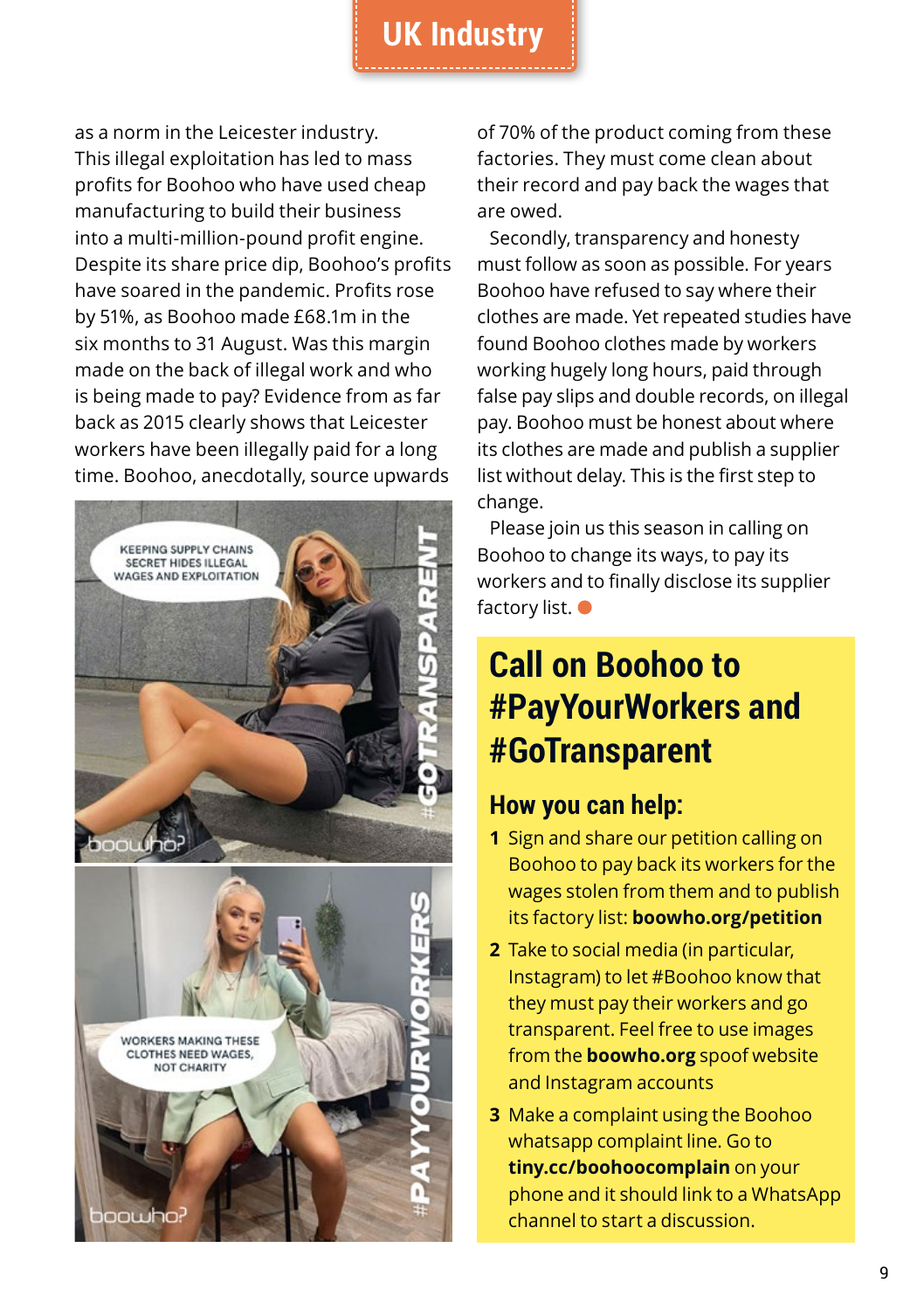as a norm in the Leicester industry. This illegal exploitation has led to mass profits for Boohoo who have used cheap manufacturing to build their business into a multi-million-pound profit engine. Despite its share price dip, Boohoo's profits have soared in the pandemic. Profits rose by 51%, as Boohoo made £68.1m in the six months to 31 August. Was this margin made on the back of illegal work and who is being made to pay? Evidence from as far back as 2015 clearly shows that Leicester workers have been illegally paid for a long time. Boohoo, anecdotally, source upwards of 70% of the product coming from these factories. They must come clean about their record and pay back the wages that are owed.

Secondly, transparency and honesty must follow as soon as possible. For years Boohoo have refused to say where their clothes are made. Yet repeated studies have found Boohoo clothes made by workers working hugely long hours, paid through false pay slips and double records, on illegal pay. Boohoo must be honest about where its clothes are made and publish a supplier list without delay. This is the first step to change.

Please join us this season in calling on Boohoo to change its ways, to pay its workers and to finally disclose its supplier factory list.

## Call on Boohoo to #PayYourWorkers and #GoTransparent

### How you can help:

1. Sign and share our petition calling on Boohoo to pay back its workers for the wages stolen from them and to publish its factory list: **boowho.org/petition**
2. Take to social media (in particular, Instagram) to let #Boohoo know that they must pay their workers and go transparent. Feel free to use images from the **boowho.org** spoof website and Instagram accounts
3. Make a complaint using the Boohoo whatsapp complaint line. Go to **tiny.cc/boohoocomplain** on your phone and it should link to a WhatsApp channel to start a discussion.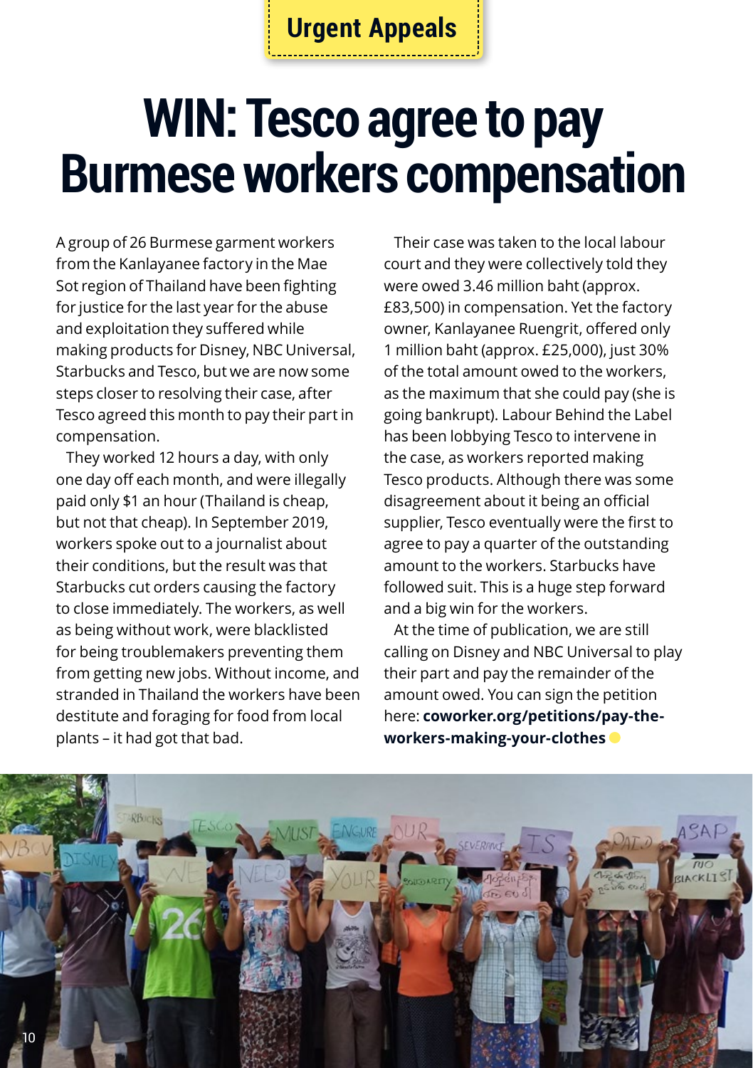Urgent Appeals

# WIN: Tesco agree to pay Burmese workers compensation

A group of 26 Burmese garment workers from the Kanlayanee factory in the Mae Sot region of Thailand have been fighting for justice for the last year for the abuse and exploitation they suffered while making products for Disney, NBC Universal, Starbucks and Tesco, but we are now some steps closer to resolving their case, after Tesco agreed this month to pay their part in compensation.

They worked 12 hours a day, with only one day off each month, and were illegally paid only $1 an hour (Thailand is cheap, but not that cheap). In September 2019, workers spoke out to a journalist about their conditions, but the result was that Starbucks cut orders causing the factory to close immediately. The workers, as well as being without work, were blacklisted for being troublemakers preventing them from getting new jobs. Without income, and stranded in Thailand the workers have been destitute and foraging for food from local plants – it had got that bad.

Their case was taken to the local labour court and they were collectively told they were owed 3.46 million baht (approx. £83,500) in compensation. Yet the factory owner, Kanlayanee Ruengrit, offered only 1 million baht (approx. £25,000), just 30% of the total amount owed to the workers, as the maximum that she could pay (she is going bankrupt). Labour Behind the Label has been lobbying Tesco to intervene in the case, as workers reported making Tesco products. Although there was some disagreement about it being an official supplier, Tesco eventually were the first to agree to pay a quarter of the outstanding amount to the workers. Starbucks have followed suit. This is a huge step forward and a big win for the workers.

At the time of publication, we are still calling on Disney and NBC Universal to play their part and pay the remainder of the amount owed. You can sign the petition here: **coworker.org/petitions/pay-the-workers-making-your-clothes**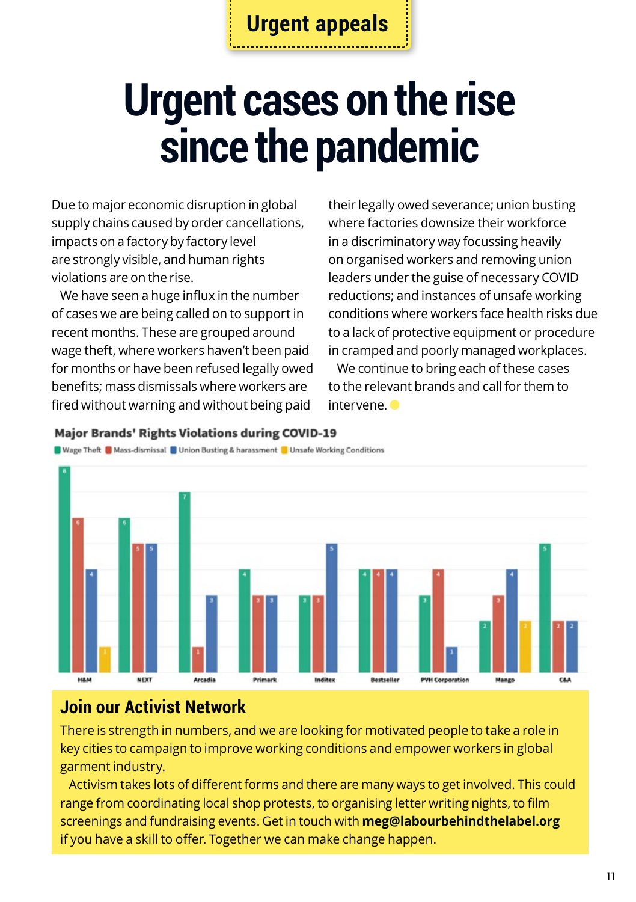Urgent appeals

# Urgent cases on the rise since the pandemic

Due to major economic disruption in global supply chains caused by order cancellations, impacts on a factory by factory level are strongly visible, and human rights violations are on the rise.

We have seen a huge influx in the number of cases we are being called on to support in recent months. These are grouped around wage theft, where workers haven't been paid for months or have been refused legally owed benefits; mass dismissals where workers are fired without warning and without being paid their legally owed severance; union busting where factories downsize their workforce in a discriminatory way focussing heavily on organised workers and removing union leaders under the guise of necessary COVID reductions; and instances of unsafe working conditions where workers face health risks due to a lack of protective equipment or procedure in cramped and poorly managed workplaces.

We continue to bring each of these cases to the relevant brands and call for them to intervene.

**Major Brands' Rights Violations during COVID-19**

| Brand | Wage Theft | Mass-dismissal | Union Busting & harassment | Unsafe Working Conditions |
|---|---|---|---|---|
| H&M | 8 | 6 | 4 | 1 |
| NEXT | 6 | 5 | 5 | |
| Arcadia | 7 | 1 | 3 | |
| Primark | 4 | 3 | 3 | |
| Inditex | 3 | 3 | 5 | |
| Bestseller | 4 | 4 | 4 | |
| PVH Corporation | 3 | 4 | 1 | |
| Mango | 2 | 3 | 4 | 2 |
| C&A | 5 | 2 | 2 | |

## Join our Activist Network

There is strength in numbers, and we are looking for motivated people to take a role in key cities to campaign to improve working conditions and empower workers in global garment industry.

Activism takes lots of different forms and there are many ways to get involved. This could range from coordinating local shop protests, to organising letter writing nights, to film screenings and fundraising events. Get in touch with **meg@labourbehindthelabel.org** if you have a skill to offer. Together we can make change happen.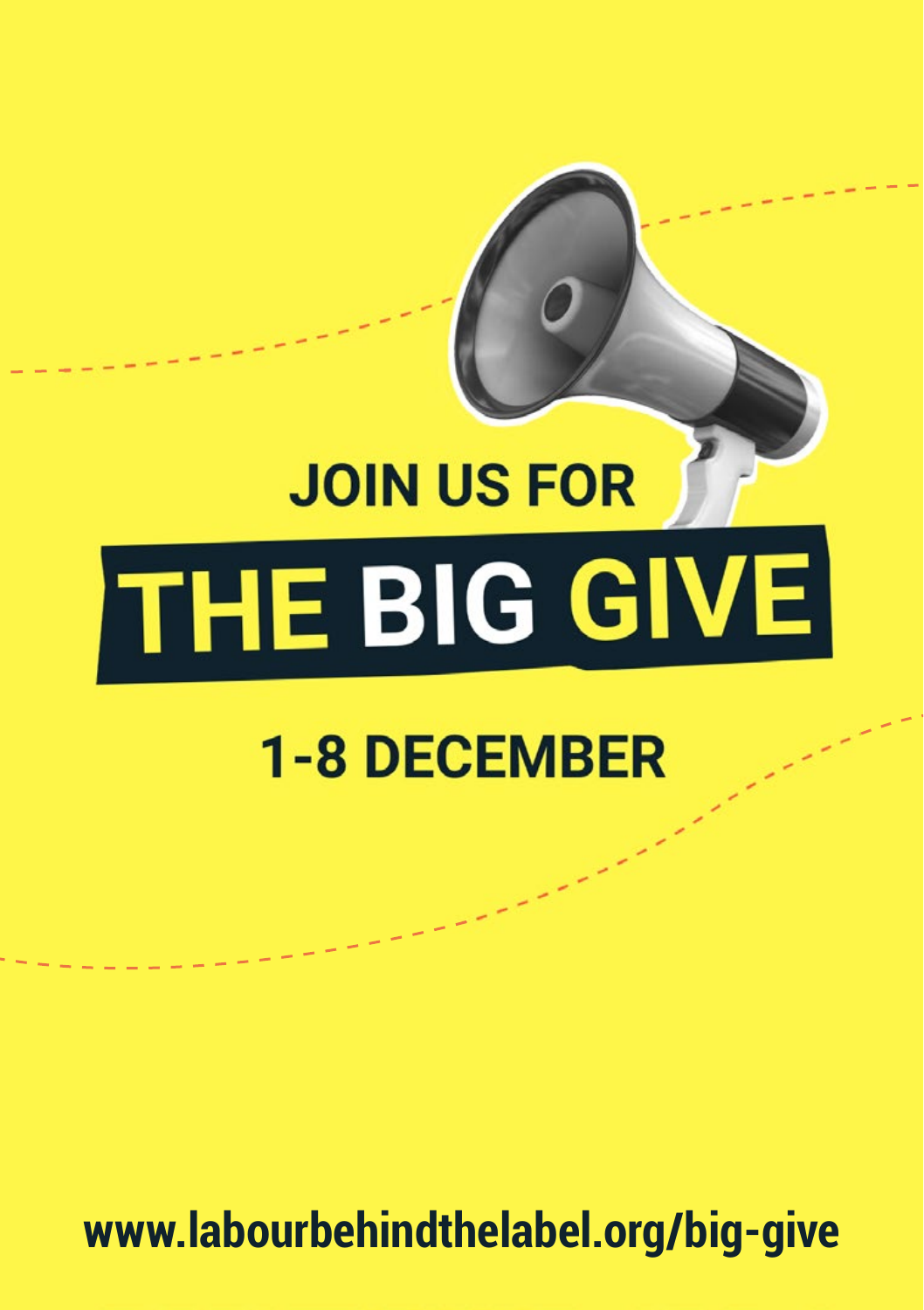JOIN US FOR

# THE BIG GIVE

## 1-8 DECEMBER

**www.labourbehindthelabel.org/big-give**